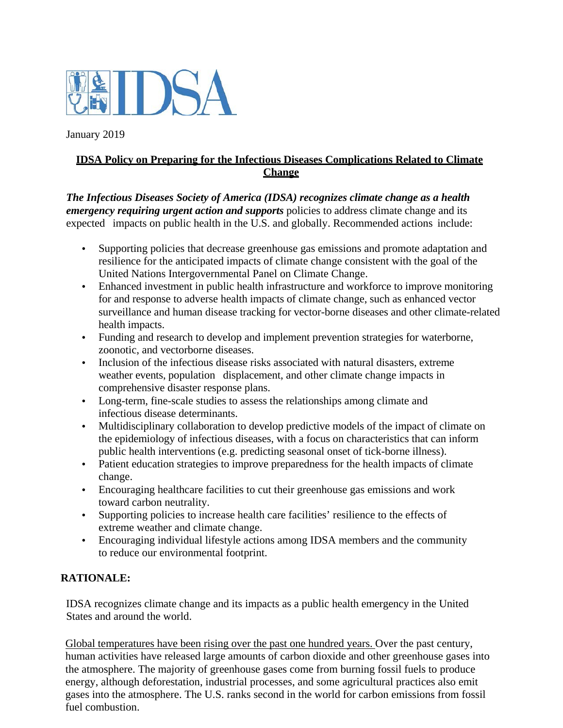IDSA

January 2019

# IDSA Policy on Preparing for the Infectious Diseases Complications Related to Climate Change

***The Infectious Diseases Society of America (IDSA) recognizes climate change as a health emergency requiring urgent action and supports*** policies to address climate change and its expected impacts on public health in the U.S. and globally. Recommended actions include:

- Supporting policies that decrease greenhouse gas emissions and promote adaptation and resilience for the anticipated impacts of climate change consistent with the goal of the United Nations Intergovernmental Panel on Climate Change.
- Enhanced investment in public health infrastructure and workforce to improve monitoring for and response to adverse health impacts of climate change, such as enhanced vector surveillance and human disease tracking for vector-borne diseases and other climate-related health impacts.
- Funding and research to develop and implement prevention strategies for waterborne, zoonotic, and vectorborne diseases.
- Inclusion of the infectious disease risks associated with natural disasters, extreme weather events, population displacement, and other climate change impacts in comprehensive disaster response plans.
- Long-term, fine-scale studies to assess the relationships among climate and infectious disease determinants.
- Multidisciplinary collaboration to develop predictive models of the impact of climate on the epidemiology of infectious diseases, with a focus on characteristics that can inform public health interventions (e.g. predicting seasonal onset of tick-borne illness).
- Patient education strategies to improve preparedness for the health impacts of climate change.
- Encouraging healthcare facilities to cut their greenhouse gas emissions and work toward carbon neutrality.
- Supporting policies to increase health care facilities' resilience to the effects of extreme weather and climate change.
- Encouraging individual lifestyle actions among IDSA members and the community to reduce our environmental footprint.

## RATIONALE:

IDSA recognizes climate change and its impacts as a public health emergency in the United States and around the world.

<u>Global temperatures have been rising over the past one hundred years.</u> Over the past century, human activities have released large amounts of carbon dioxide and other greenhouse gases into the atmosphere. The majority of greenhouse gases come from burning fossil fuels to produce energy, although deforestation, industrial processes, and some agricultural practices also emit gases into the atmosphere. The U.S. ranks second in the world for carbon emissions from fossil fuel combustion.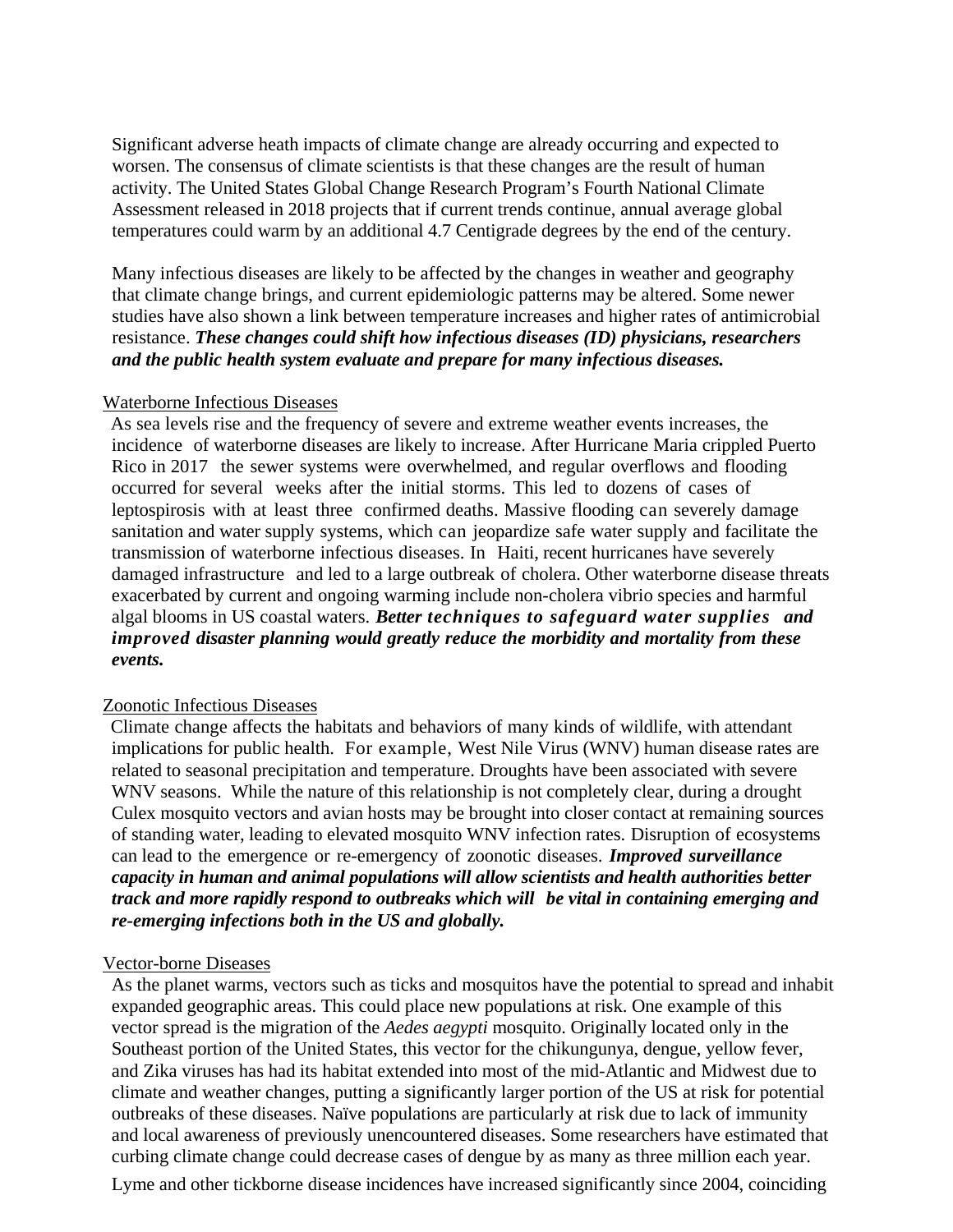Significant adverse heath impacts of climate change are already occurring and expected to worsen. The consensus of climate scientists is that these changes are the result of human activity. The United States Global Change Research Program's Fourth National Climate Assessment released in 2018 projects that if current trends continue, annual average global temperatures could warm by an additional 4.7 Centigrade degrees by the end of the century.

Many infectious diseases are likely to be affected by the changes in weather and geography that climate change brings, and current epidemiologic patterns may be altered. Some newer studies have also shown a link between temperature increases and higher rates of antimicrobial resistance. ***These changes could shift how infectious diseases (ID) physicians, researchers and the public health system evaluate and prepare for many infectious diseases.***

## Waterborne Infectious Diseases

As sea levels rise and the frequency of severe and extreme weather events increases, the incidence of waterborne diseases are likely to increase. After Hurricane Maria crippled Puerto Rico in 2017 the sewer systems were overwhelmed, and regular overflows and flooding occurred for several weeks after the initial storms. This led to dozens of cases of leptospirosis with at least three confirmed deaths. Massive flooding can severely damage sanitation and water supply systems, which can jeopardize safe water supply and facilitate the transmission of waterborne infectious diseases. In Haiti, recent hurricanes have severely damaged infrastructure and led to a large outbreak of cholera. Other waterborne disease threats exacerbated by current and ongoing warming include non-cholera vibrio species and harmful algal blooms in US coastal waters. ***Better techniques to safeguard water supplies and improved disaster planning would greatly reduce the morbidity and mortality from these events.***

## Zoonotic Infectious Diseases

Climate change affects the habitats and behaviors of many kinds of wildlife, with attendant implications for public health. For example, West Nile Virus (WNV) human disease rates are related to seasonal precipitation and temperature. Droughts have been associated with severe WNV seasons. While the nature of this relationship is not completely clear, during a drought Culex mosquito vectors and avian hosts may be brought into closer contact at remaining sources of standing water, leading to elevated mosquito WNV infection rates. Disruption of ecosystems can lead to the emergence or re-emergency of zoonotic diseases. ***Improved surveillance capacity in human and animal populations will allow scientists and health authorities better track and more rapidly respond to outbreaks which will be vital in containing emerging and re-emerging infections both in the US and globally.***

## Vector-borne Diseases

As the planet warms, vectors such as ticks and mosquitos have the potential to spread and inhabit expanded geographic areas. This could place new populations at risk. One example of this vector spread is the migration of the *Aedes aegypti* mosquito. Originally located only in the Southeast portion of the United States, this vector for the chikungunya, dengue, yellow fever, and Zika viruses has had its habitat extended into most of the mid-Atlantic and Midwest due to climate and weather changes, putting a significantly larger portion of the US at risk for potential outbreaks of these diseases. Naïve populations are particularly at risk due to lack of immunity and local awareness of previously unencountered diseases. Some researchers have estimated that curbing climate change could decrease cases of dengue by as many as three million each year.

Lyme and other tickborne disease incidences have increased significantly since 2004, coinciding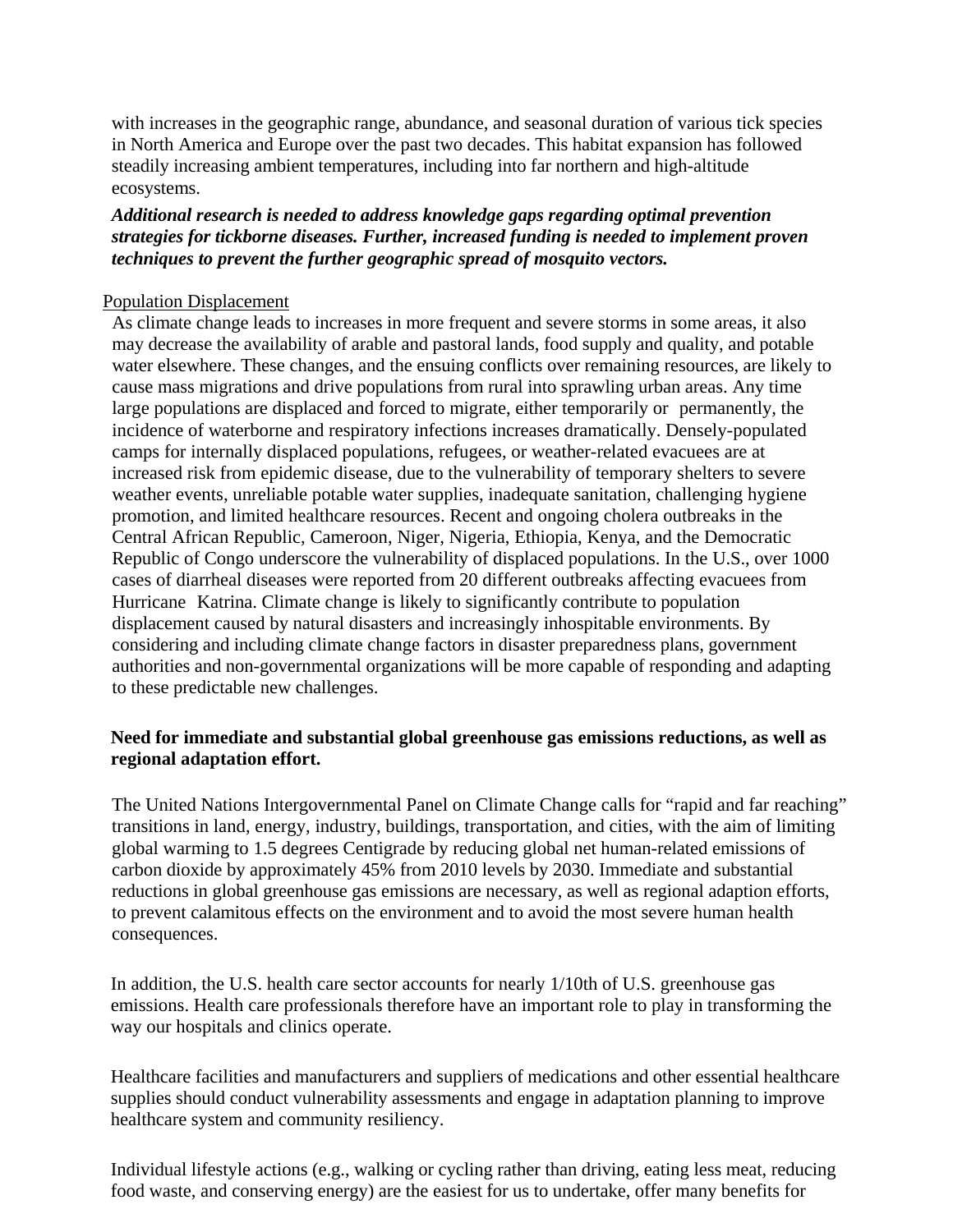with increases in the geographic range, abundance, and seasonal duration of various tick species in North America and Europe over the past two decades. This habitat expansion has followed steadily increasing ambient temperatures, including into far northern and high-altitude ecosystems.

***Additional research is needed to address knowledge gaps regarding optimal prevention strategies for tickborne diseases. Further, increased funding is needed to implement proven techniques to prevent the further geographic spread of mosquito vectors.***

<u>Population Displacement</u>

As climate change leads to increases in more frequent and severe storms in some areas, it also may decrease the availability of arable and pastoral lands, food supply and quality, and potable water elsewhere. These changes, and the ensuing conflicts over remaining resources, are likely to cause mass migrations and drive populations from rural into sprawling urban areas. Any time large populations are displaced and forced to migrate, either temporarily or permanently, the incidence of waterborne and respiratory infections increases dramatically. Densely-populated camps for internally displaced populations, refugees, or weather-related evacuees are at increased risk from epidemic disease, due to the vulnerability of temporary shelters to severe weather events, unreliable potable water supplies, inadequate sanitation, challenging hygiene promotion, and limited healthcare resources. Recent and ongoing cholera outbreaks in the Central African Republic, Cameroon, Niger, Nigeria, Ethiopia, Kenya, and the Democratic Republic of Congo underscore the vulnerability of displaced populations. In the U.S., over 1000 cases of diarrheal diseases were reported from 20 different outbreaks affecting evacuees from Hurricane Katrina. Climate change is likely to significantly contribute to population displacement caused by natural disasters and increasingly inhospitable environments. By considering and including climate change factors in disaster preparedness plans, government authorities and non-governmental organizations will be more capable of responding and adapting to these predictable new challenges.

**Need for immediate and substantial global greenhouse gas emissions reductions, as well as regional adaptation effort.**

The United Nations Intergovernmental Panel on Climate Change calls for "rapid and far reaching" transitions in land, energy, industry, buildings, transportation, and cities, with the aim of limiting global warming to 1.5 degrees Centigrade by reducing global net human-related emissions of carbon dioxide by approximately 45% from 2010 levels by 2030. Immediate and substantial reductions in global greenhouse gas emissions are necessary, as well as regional adaption efforts, to prevent calamitous effects on the environment and to avoid the most severe human health consequences.

In addition, the U.S. health care sector accounts for nearly 1/10th of U.S. greenhouse gas emissions. Health care professionals therefore have an important role to play in transforming the way our hospitals and clinics operate.

Healthcare facilities and manufacturers and suppliers of medications and other essential healthcare supplies should conduct vulnerability assessments and engage in adaptation planning to improve healthcare system and community resiliency.

Individual lifestyle actions (e.g., walking or cycling rather than driving, eating less meat, reducing food waste, and conserving energy) are the easiest for us to undertake, offer many benefits for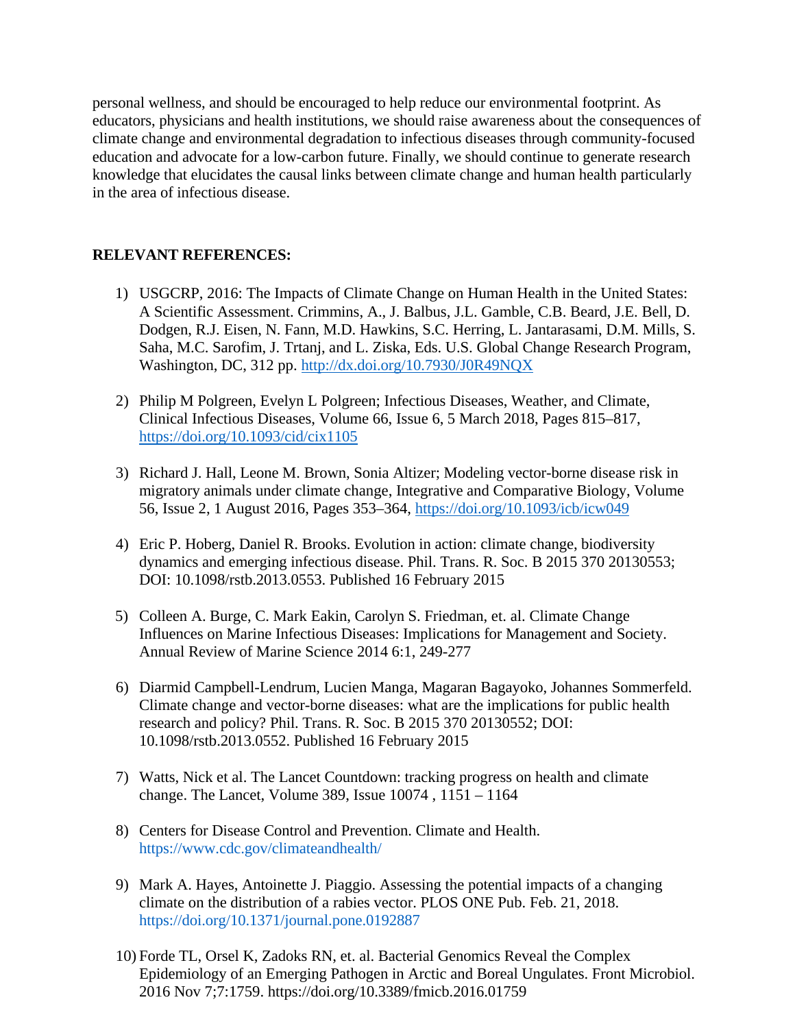personal wellness, and should be encouraged to help reduce our environmental footprint. As educators, physicians and health institutions, we should raise awareness about the consequences of climate change and environmental degradation to infectious diseases through community-focused education and advocate for a low-carbon future. Finally, we should continue to generate research knowledge that elucidates the causal links between climate change and human health particularly in the area of infectious disease.

**RELEVANT REFERENCES:**

1) USGCRP, 2016: The Impacts of Climate Change on Human Health in the United States: A Scientific Assessment. Crimmins, A., J. Balbus, J.L. Gamble, C.B. Beard, J.E. Bell, D. Dodgen, R.J. Eisen, N. Fann, M.D. Hawkins, S.C. Herring, L. Jantarasami, D.M. Mills, S. Saha, M.C. Sarofim, J. Trtanj, and L. Ziska, Eds. U.S. Global Change Research Program, Washington, DC, 312 pp. http://dx.doi.org/10.7930/J0R49NQX

2) Philip M Polgreen, Evelyn L Polgreen; Infectious Diseases, Weather, and Climate, Clinical Infectious Diseases, Volume 66, Issue 6, 5 March 2018, Pages 815–817, https://doi.org/10.1093/cid/cix1105

3) Richard J. Hall, Leone M. Brown, Sonia Altizer; Modeling vector-borne disease risk in migratory animals under climate change, Integrative and Comparative Biology, Volume 56, Issue 2, 1 August 2016, Pages 353–364, https://doi.org/10.1093/icb/icw049

4) Eric P. Hoberg, Daniel R. Brooks. Evolution in action: climate change, biodiversity dynamics and emerging infectious disease. Phil. Trans. R. Soc. B 2015 370 20130553; DOI: 10.1098/rstb.2013.0553. Published 16 February 2015

5) Colleen A. Burge, C. Mark Eakin, Carolyn S. Friedman, et. al. Climate Change Influences on Marine Infectious Diseases: Implications for Management and Society. Annual Review of Marine Science 2014 6:1, 249-277

6) Diarmid Campbell-Lendrum, Lucien Manga, Magaran Bagayoko, Johannes Sommerfeld. Climate change and vector-borne diseases: what are the implications for public health research and policy? Phil. Trans. R. Soc. B 2015 370 20130552; DOI: 10.1098/rstb.2013.0552. Published 16 February 2015

7) Watts, Nick et al. The Lancet Countdown: tracking progress on health and climate change. The Lancet, Volume 389, Issue 10074 , 1151 – 1164

8) Centers for Disease Control and Prevention. Climate and Health. https://www.cdc.gov/climateandhealth/

9) Mark A. Hayes, Antoinette J. Piaggio. Assessing the potential impacts of a changing climate on the distribution of a rabies vector. PLOS ONE Pub. Feb. 21, 2018. https://doi.org/10.1371/journal.pone.0192887

10) Forde TL, Orsel K, Zadoks RN, et. al. Bacterial Genomics Reveal the Complex Epidemiology of an Emerging Pathogen in Arctic and Boreal Ungulates. Front Microbiol. 2016 Nov 7;7:1759. https://doi.org/10.3389/fmicb.2016.01759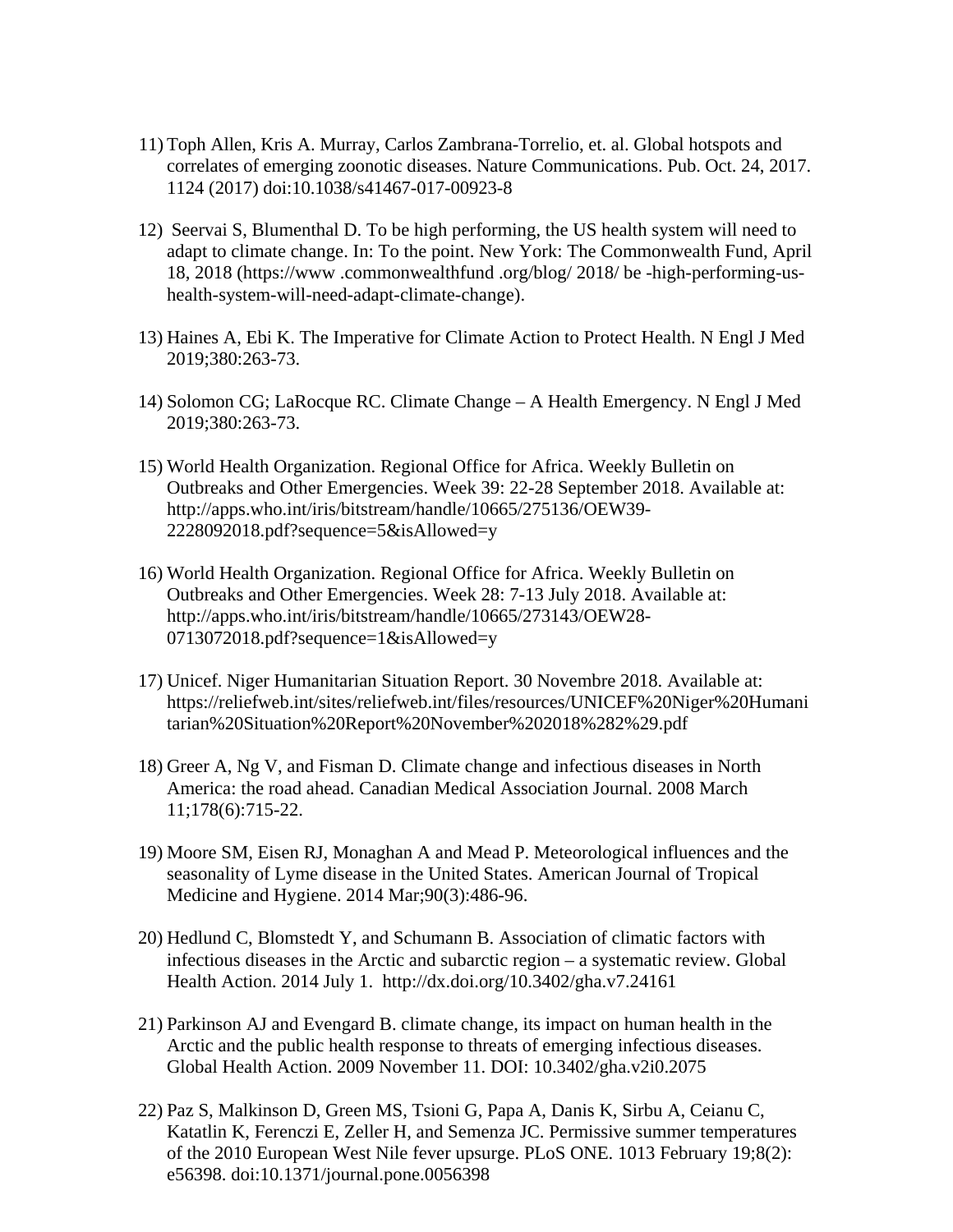11) Toph Allen, Kris A. Murray, Carlos Zambrana-Torrelio, et. al. Global hotspots and correlates of emerging zoonotic diseases. Nature Communications. Pub. Oct. 24, 2017. 1124 (2017) doi:10.1038/s41467-017-00923-8

12) Seervai S, Blumenthal D. To be high performing, the US health system will need to adapt to climate change. In: To the point. New York: The Commonwealth Fund, April 18, 2018 (https://www .commonwealthfund .org/blog/ 2018/ be -high-performing-us-health-system-will-need-adapt-climate-change).

13) Haines A, Ebi K. The Imperative for Climate Action to Protect Health. N Engl J Med 2019;380:263-73.

14) Solomon CG; LaRocque RC. Climate Change – A Health Emergency. N Engl J Med 2019;380:263-73.

15) World Health Organization. Regional Office for Africa. Weekly Bulletin on Outbreaks and Other Emergencies. Week 39: 22-28 September 2018. Available at: http://apps.who.int/iris/bitstream/handle/10665/275136/OEW39-2228092018.pdf?sequence=5&isAllowed=y

16) World Health Organization. Regional Office for Africa. Weekly Bulletin on Outbreaks and Other Emergencies. Week 28: 7-13 July 2018. Available at: http://apps.who.int/iris/bitstream/handle/10665/273143/OEW28-0713072018.pdf?sequence=1&isAllowed=y

17) Unicef. Niger Humanitarian Situation Report. 30 Novembre 2018. Available at: https://reliefweb.int/sites/reliefweb.int/files/resources/UNICEF%20Niger%20Humanitarian%20Situation%20Report%20November%202018%282%29.pdf

18) Greer A, Ng V, and Fisman D. Climate change and infectious diseases in North America: the road ahead. Canadian Medical Association Journal. 2008 March 11;178(6):715-22.

19) Moore SM, Eisen RJ, Monaghan A and Mead P. Meteorological influences and the seasonality of Lyme disease in the United States. American Journal of Tropical Medicine and Hygiene. 2014 Mar;90(3):486-96.

20) Hedlund C, Blomstedt Y, and Schumann B. Association of climatic factors with infectious diseases in the Arctic and subarctic region – a systematic review. Global Health Action. 2014 July 1. http://dx.doi.org/10.3402/gha.v7.24161

21) Parkinson AJ and Evengard B. climate change, its impact on human health in the Arctic and the public health response to threats of emerging infectious diseases. Global Health Action. 2009 November 11. DOI: 10.3402/gha.v2i0.2075

22) Paz S, Malkinson D, Green MS, Tsioni G, Papa A, Danis K, Sirbu A, Ceianu C, Katatlin K, Ferenczi E, Zeller H, and Semenza JC. Permissive summer temperatures of the 2010 European West Nile fever upsurge. PLoS ONE. 1013 February 19;8(2): e56398. doi:10.1371/journal.pone.0056398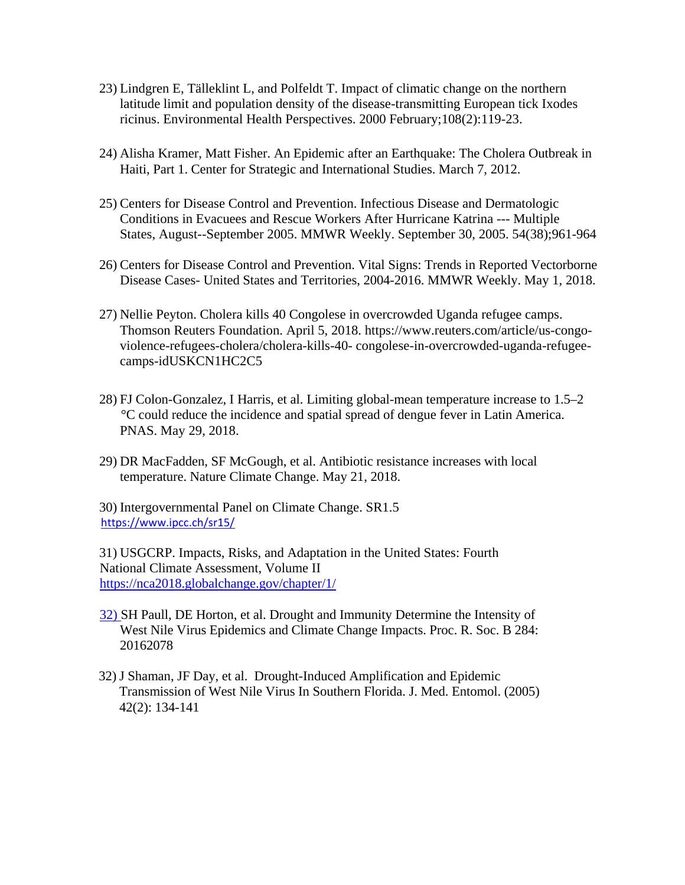23) Lindgren E, Tälleklint L, and Polfeldt T. Impact of climatic change on the northern latitude limit and population density of the disease-transmitting European tick Ixodes ricinus. Environmental Health Perspectives. 2000 February;108(2):119-23.

24) Alisha Kramer, Matt Fisher. An Epidemic after an Earthquake: The Cholera Outbreak in Haiti, Part 1. Center for Strategic and International Studies. March 7, 2012.

25) Centers for Disease Control and Prevention. Infectious Disease and Dermatologic Conditions in Evacuees and Rescue Workers After Hurricane Katrina --- Multiple States, August--September 2005. MMWR Weekly. September 30, 2005. 54(38);961-964

26) Centers for Disease Control and Prevention. Vital Signs: Trends in Reported Vectorborne Disease Cases- United States and Territories, 2004-2016. MMWR Weekly. May 1, 2018.

27) Nellie Peyton. Cholera kills 40 Congolese in overcrowded Uganda refugee camps. Thomson Reuters Foundation. April 5, 2018. https://www.reuters.com/article/us-congo-violence-refugees-cholera/cholera-kills-40- congolese-in-overcrowded-uganda-refugee-camps-idUSKCN1HC2C5

28) FJ Colon-Gonzalez, I Harris, et al. Limiting global-mean temperature increase to 1.5–2 °C could reduce the incidence and spatial spread of dengue fever in Latin America. PNAS. May 29, 2018.

29) DR MacFadden, SF McGough, et al. Antibiotic resistance increases with local temperature. Nature Climate Change. May 21, 2018.

30) Intergovernmental Panel on Climate Change. SR1.5
https://www.ipcc.ch/sr15/

31) USGCRP. Impacts, Risks, and Adaptation in the United States: Fourth National Climate Assessment, Volume II
https://nca2018.globalchange.gov/chapter/1/

32) SH Paull, DE Horton, et al. Drought and Immunity Determine the Intensity of West Nile Virus Epidemics and Climate Change Impacts. Proc. R. Soc. B 284: 20162078

32) J Shaman, JF Day, et al. Drought-Induced Amplification and Epidemic Transmission of West Nile Virus In Southern Florida. J. Med. Entomol. (2005) 42(2): 134-141